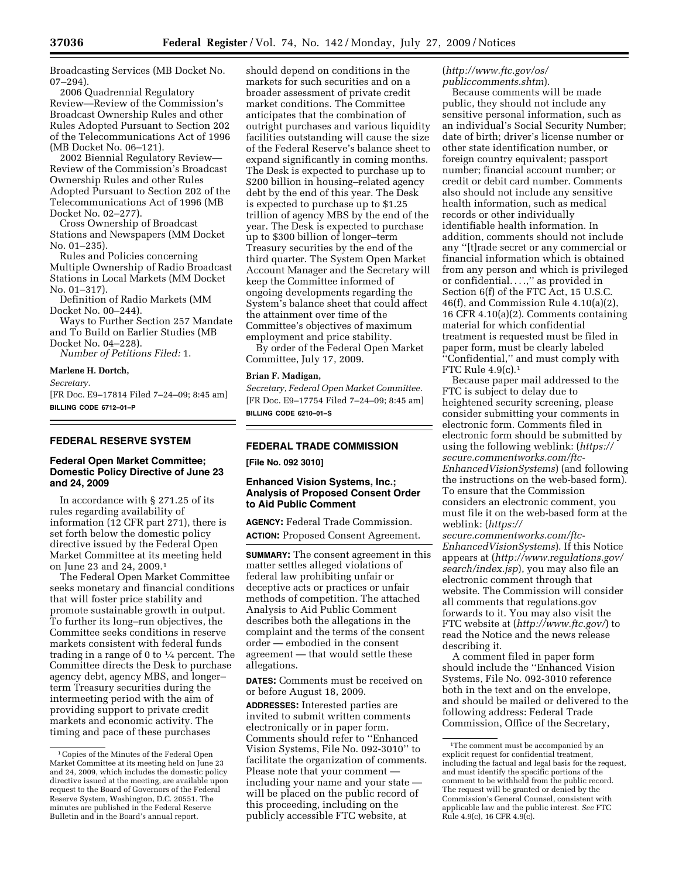Broadcasting Services (MB Docket No. 07–294).

2006 Quadrennial Regulatory Review—Review of the Commission's Broadcast Ownership Rules and other Rules Adopted Pursuant to Section 202 of the Telecommunications Act of 1996 (MB Docket No. 06–121).

2002 Biennial Regulatory Review—Review of the Commission's Broadcast Ownership Rules and other Rules Adopted Pursuant to Section 202 of the Telecommunications Act of 1996 (MB Docket No. 02–277).

Cross Ownership of Broadcast Stations and Newspapers (MM Docket No. 01–235).

Rules and Policies concerning Multiple Ownership of Radio Broadcast Stations in Local Markets (MM Docket No. 01–317).

Definition of Radio Markets (MM Docket No. 00–244).

Ways to Further Section 257 Mandate and To Build on Earlier Studies (MB Docket No. 04–228).

*Number of Petitions Filed:* 1.

**Marlene H. Dortch,**

*Secretary.*

[FR Doc. E9–17814 Filed 7–24–09; 8:45 am]

**BILLING CODE 6712–01–P**

## FEDERAL RESERVE SYSTEM

### Federal Open Market Committee; Domestic Policy Directive of June 23 and 24, 2009

In accordance with § 271.25 of its rules regarding availability of information (12 CFR part 271), there is set forth below the domestic policy directive issued by the Federal Open Market Committee at its meeting held on June 23 and 24, 2009.[1]

The Federal Open Market Committee seeks monetary and financial conditions that will foster price stability and promote sustainable growth in output. To further its long–run objectives, the Committee seeks conditions in reserve markets consistent with federal funds trading in a range of 0 to ¼ percent. The Committee directs the Desk to purchase agency debt, agency MBS, and longer–term Treasury securities during the intermeeting period with the aim of providing support to private credit markets and economic activity. The timing and pace of these purchases should depend on conditions in the markets for such securities and on a broader assessment of private credit market conditions. The Committee anticipates that the combination of outright purchases and various liquidity facilities outstanding will cause the size of the Federal Reserve's balance sheet to expand significantly in coming months. The Desk is expected to purchase up to $200 billion in housing–related agency debt by the end of this year. The Desk is expected to purchase up to $1.25 trillion of agency MBS by the end of the year. The Desk is expected to purchase up to $300 billion of longer–term Treasury securities by the end of the third quarter. The System Open Market Account Manager and the Secretary will keep the Committee informed of ongoing developments regarding the System's balance sheet that could affect the attainment over time of the Committee's objectives of maximum employment and price stability.

By order of the Federal Open Market Committee, July 17, 2009.

**Brian F. Madigan,**

*Secretary, Federal Open Market Committee.*

[FR Doc. E9–17754 Filed 7–24–09; 8:45 am]

**BILLING CODE 6210–01–S**

[1] Copies of the Minutes of the Federal Open Market Committee at its meeting held on June 23 and 24, 2009, which includes the domestic policy directive issued at the meeting, are available upon request to the Board of Governors of the Federal Reserve System, Washington, D.C. 20551. The minutes are published in the Federal Reserve Bulletin and in the Board's annual report.

## FEDERAL TRADE COMMISSION

**[File No. 092 3010]**

### Enhanced Vision Systems, Inc.; Analysis of Proposed Consent Order to Aid Public Comment

**AGENCY:** Federal Trade Commission.

**ACTION:** Proposed Consent Agreement.

**SUMMARY:** The consent agreement in this matter settles alleged violations of federal law prohibiting unfair or deceptive acts or practices or unfair methods of competition. The attached Analysis to Aid Public Comment describes both the allegations in the complaint and the terms of the consent order — embodied in the consent agreement — that would settle these allegations.

**DATES:** Comments must be received on or before August 18, 2009.

**ADDRESSES:** Interested parties are invited to submit written comments electronically or in paper form. Comments should refer to ''Enhanced Vision Systems, File No. 092-3010'' to facilitate the organization of comments. Please note that your comment — including your name and your state — will be placed on the public record of this proceeding, including on the publicly accessible FTC website, at (*http://www.ftc.gov/os/publiccomments.shtm*).

Because comments will be made public, they should not include any sensitive personal information, such as an individual's Social Security Number; date of birth; driver's license number or other state identification number, or foreign country equivalent; passport number; financial account number; or credit or debit card number. Comments also should not include any sensitive health information, such as medical records or other individually identifiable health information. In addition, comments should not include any ''[t]rade secret or any commercial or financial information which is obtained from any person and which is privileged or confidential. . . .,'' as provided in Section 6(f) of the FTC Act, 15 U.S.C. 46(f), and Commission Rule 4.10(a)(2), 16 CFR 4.10(a)(2). Comments containing material for which confidential treatment is requested must be filed in paper form, must be clearly labeled ''Confidential,'' and must comply with FTC Rule 4.9(c).[1]

Because paper mail addressed to the FTC is subject to delay due to heightened security screening, please consider submitting your comments in electronic form. Comments filed in electronic form should be submitted by using the following weblink: (*https://secure.commentworks.com/ftc-EnhancedVisionSystems*) (and following the instructions on the web-based form). To ensure that the Commission considers an electronic comment, you must file it on the web-based form at the weblink: (*https://secure.commentworks.com/ftc-EnhancedVisionSystems*). If this Notice appears at (*http://www.regulations.gov/search/index.jsp*), you may also file an electronic comment through that website. The Commission will consider all comments that regulations.gov forwards to it. You may also visit the FTC website at (*http://www.ftc.gov/*) to read the Notice and the news release describing it.

A comment filed in paper form should include the ''Enhanced Vision Systems, File No. 092-3010 reference both in the text and on the envelope, and should be mailed or delivered to the following address: Federal Trade Commission, Office of the Secretary,

[1] The comment must be accompanied by an explicit request for confidential treatment, including the factual and legal basis for the request, and must identify the specific portions of the comment to be withheld from the public record. The request will be granted or denied by the Commission's General Counsel, consistent with applicable law and the public interest. *See* FTC Rule 4.9(c), 16 CFR 4.9(c).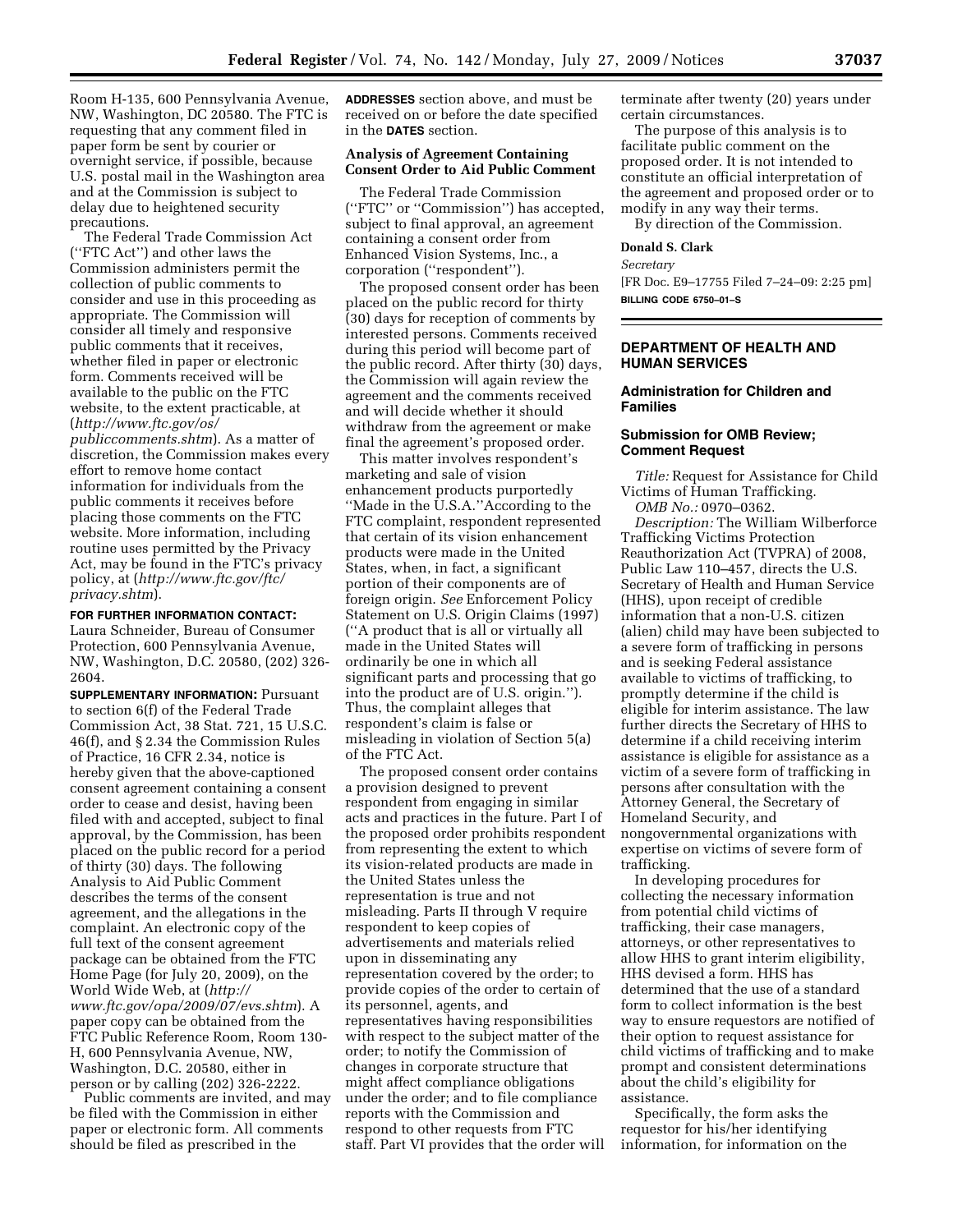Room H-135, 600 Pennsylvania Avenue, NW, Washington, DC 20580. The FTC is requesting that any comment filed in paper form be sent by courier or overnight service, if possible, because U.S. postal mail in the Washington area and at the Commission is subject to delay due to heightened security precautions.

The Federal Trade Commission Act (''FTC Act'') and other laws the Commission administers permit the collection of public comments to consider and use in this proceeding as appropriate. The Commission will consider all timely and responsive public comments that it receives, whether filed in paper or electronic form. Comments received will be available to the public on the FTC website, to the extent practicable, at (*http://www.ftc.gov/os/publiccomments.shtm*). As a matter of discretion, the Commission makes every effort to remove home contact information for individuals from the public comments it receives before placing those comments on the FTC website. More information, including routine uses permitted by the Privacy Act, may be found in the FTC's privacy policy, at (*http://www.ftc.gov/ftc/privacy.shtm*).

**FOR FURTHER INFORMATION CONTACT:** Laura Schneider, Bureau of Consumer Protection, 600 Pennsylvania Avenue, NW, Washington, D.C. 20580, (202) 326-2604.

**SUPPLEMENTARY INFORMATION:** Pursuant to section 6(f) of the Federal Trade Commission Act, 38 Stat. 721, 15 U.S.C. 46(f), and § 2.34 the Commission Rules of Practice, 16 CFR 2.34, notice is hereby given that the above-captioned consent agreement containing a consent order to cease and desist, having been filed with and accepted, subject to final approval, by the Commission, has been placed on the public record for a period of thirty (30) days. The following Analysis to Aid Public Comment describes the terms of the consent agreement, and the allegations in the complaint. An electronic copy of the full text of the consent agreement package can be obtained from the FTC Home Page (for July 20, 2009), on the World Wide Web, at (*http://www.ftc.gov/opa/2009/07/evs.shtm*). A paper copy can be obtained from the FTC Public Reference Room, Room 130-H, 600 Pennsylvania Avenue, NW, Washington, D.C. 20580, either in person or by calling (202) 326-2222.

Public comments are invited, and may be filed with the Commission in either paper or electronic form. All comments should be filed as prescribed in the **ADDRESSES** section above, and must be received on or before the date specified in the **DATES** section.

### Analysis of Agreement Containing Consent Order to Aid Public Comment

The Federal Trade Commission (''FTC'' or ''Commission'') has accepted, subject to final approval, an agreement containing a consent order from Enhanced Vision Systems, Inc., a corporation (''respondent'').

The proposed consent order has been placed on the public record for thirty (30) days for reception of comments by interested persons. Comments received during this period will become part of the public record. After thirty (30) days, the Commission will again review the agreement and the comments received and will decide whether it should withdraw from the agreement or make final the agreement's proposed order.

This matter involves respondent's marketing and sale of vision enhancement products purportedly ''Made in the U.S.A.''According to the FTC complaint, respondent represented that certain of its vision enhancement products were made in the United States, when, in fact, a significant portion of their components are of foreign origin. *See* Enforcement Policy Statement on U.S. Origin Claims (1997) (''A product that is all or virtually all made in the United States will ordinarily be one in which all significant parts and processing that go into the product are of U.S. origin.''). Thus, the complaint alleges that respondent's claim is false or misleading in violation of Section 5(a) of the FTC Act.

The proposed consent order contains a provision designed to prevent respondent from engaging in similar acts and practices in the future. Part I of the proposed order prohibits respondent from representing the extent to which its vision-related products are made in the United States unless the representation is true and not misleading. Parts II through V require respondent to keep copies of advertisements and materials relied upon in disseminating any representation covered by the order; to provide copies of the order to certain of its personnel, agents, and representatives having responsibilities with respect to the subject matter of the order; to notify the Commission of changes in corporate structure that might affect compliance obligations under the order; and to file compliance reports with the Commission and respond to other requests from FTC staff. Part VI provides that the order will terminate after twenty (20) years under certain circumstances.

The purpose of this analysis is to facilitate public comment on the proposed order. It is not intended to constitute an official interpretation of the agreement and proposed order or to modify in any way their terms.

By direction of the Commission.

**Donald S. Clark**

*Secretary*

[FR Doc. E9–17755 Filed 7–24–09: 2:25 pm]

**BILLING CODE 6750–01–S**

## DEPARTMENT OF HEALTH AND HUMAN SERVICES

### Administration for Children and Families

### Submission for OMB Review; Comment Request

*Title:* Request for Assistance for Child Victims of Human Trafficking.

*OMB No.:* 0970–0362.

*Description:* The William Wilberforce Trafficking Victims Protection Reauthorization Act (TVPRA) of 2008, Public Law 110–457, directs the U.S. Secretary of Health and Human Service (HHS), upon receipt of credible information that a non-U.S. citizen (alien) child may have been subjected to a severe form of trafficking in persons and is seeking Federal assistance available to victims of trafficking, to promptly determine if the child is eligible for interim assistance. The law further directs the Secretary of HHS to determine if a child receiving interim assistance is eligible for assistance as a victim of a severe form of trafficking in persons after consultation with the Attorney General, the Secretary of Homeland Security, and nongovernmental organizations with expertise on victims of severe form of trafficking.

In developing procedures for collecting the necessary information from potential child victims of trafficking, their case managers, attorneys, or other representatives to allow HHS to grant interim eligibility, HHS devised a form. HHS has determined that the use of a standard form to collect information is the best way to ensure requestors are notified of their option to request assistance for child victims of trafficking and to make prompt and consistent determinations about the child's eligibility for assistance.

Specifically, the form asks the requestor for his/her identifying information, for information on the